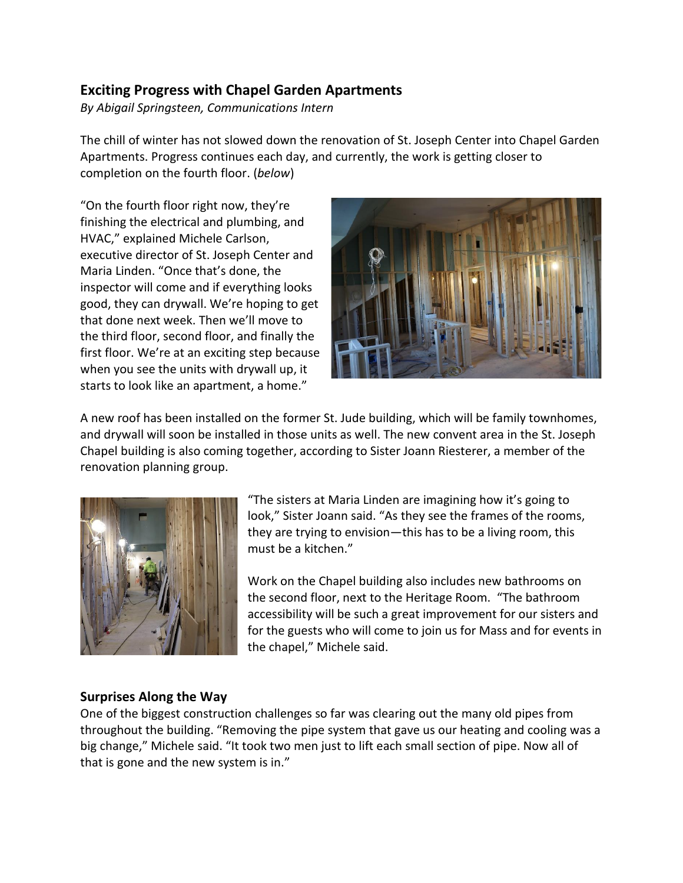## Exciting Progress with Chapel Garden Apartments

*By Abigail Springsteen, Communications Intern*

The chill of winter has not slowed down the renovation of St. Joseph Center into Chapel Garden Apartments. Progress continues each day, and currently, the work is getting closer to completion on the fourth floor. (*below*)

"On the fourth floor right now, they're finishing the electrical and plumbing, and HVAC," explained Michele Carlson, executive director of St. Joseph Center and Maria Linden. "Once that's done, the inspector will come and if everything looks good, they can drywall. We're hoping to get that done next week. Then we'll move to the third floor, second floor, and finally the first floor. We're at an exciting step because when you see the units with drywall up, it starts to look like an apartment, a home."

A new roof has been installed on the former St. Jude building, which will be family townhomes, and drywall will soon be installed in those units as well. The new convent area in the St. Joseph Chapel building is also coming together, according to Sister Joann Riesterer, a member of the renovation planning group.

"The sisters at Maria Linden are imagining how it's going to look," Sister Joann said. "As they see the frames of the rooms, they are trying to envision—this has to be a living room, this must be a kitchen."

Work on the Chapel building also includes new bathrooms on the second floor, next to the Heritage Room. "The bathroom accessibility will be such a great improvement for our sisters and for the guests who will come to join us for Mass and for events in the chapel," Michele said.

### Surprises Along the Way

One of the biggest construction challenges so far was clearing out the many old pipes from throughout the building. "Removing the pipe system that gave us our heating and cooling was a big change," Michele said. "It took two men just to lift each small section of pipe. Now all of that is gone and the new system is in."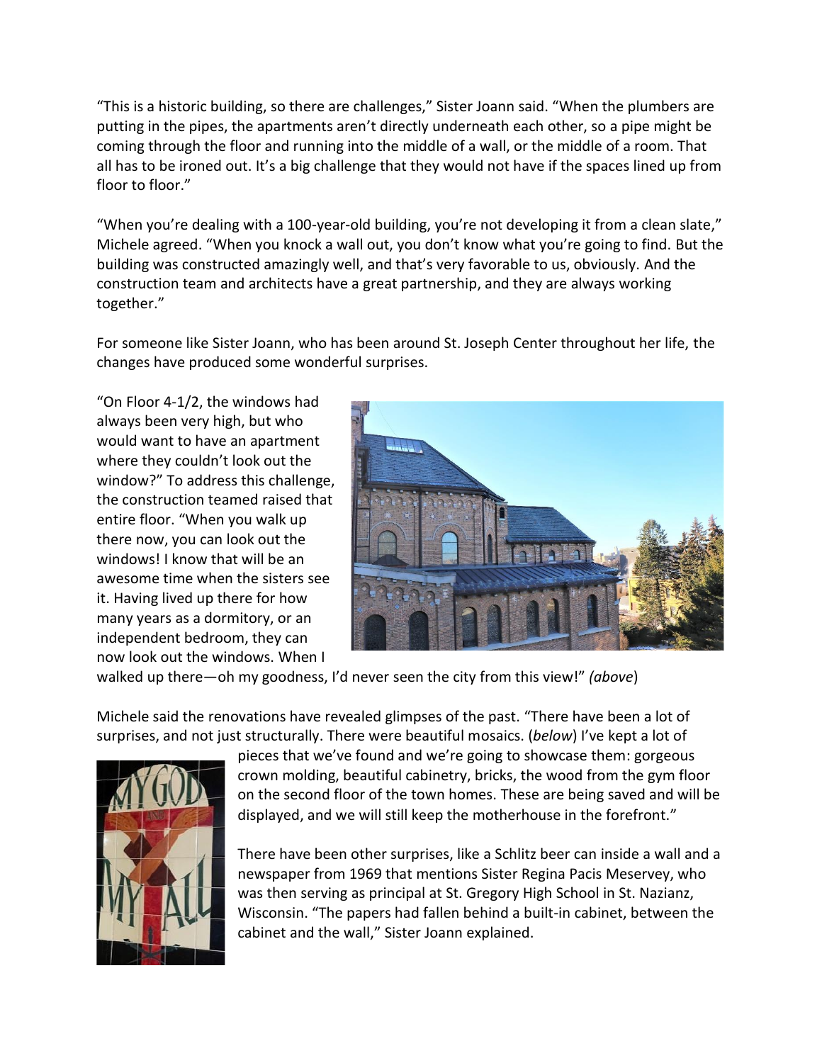"This is a historic building, so there are challenges," Sister Joann said. "When the plumbers are putting in the pipes, the apartments aren't directly underneath each other, so a pipe might be coming through the floor and running into the middle of a wall, or the middle of a room. That all has to be ironed out. It's a big challenge that they would not have if the spaces lined up from floor to floor."

"When you're dealing with a 100-year-old building, you're not developing it from a clean slate," Michele agreed. "When you knock a wall out, you don't know what you're going to find. But the building was constructed amazingly well, and that's very favorable to us, obviously. And the construction team and architects have a great partnership, and they are always working together."

For someone like Sister Joann, who has been around St. Joseph Center throughout her life, the changes have produced some wonderful surprises.

"On Floor 4-1/2, the windows had always been very high, but who would want to have an apartment where they couldn't look out the window?" To address this challenge, the construction teamed raised that entire floor. "When you walk up there now, you can look out the windows! I know that will be an awesome time when the sisters see it. Having lived up there for how many years as a dormitory, or an independent bedroom, they can now look out the windows. When I walked up there—oh my goodness, I'd never seen the city from this view!" *(above)*

Michele said the renovations have revealed glimpses of the past. "There have been a lot of surprises, and not just structurally. There were beautiful mosaics. (*below*) I've kept a lot of pieces that we've found and we're going to showcase them: gorgeous crown molding, beautiful cabinetry, bricks, the wood from the gym floor on the second floor of the town homes. These are being saved and will be displayed, and we will still keep the motherhouse in the forefront."

There have been other surprises, like a Schlitz beer can inside a wall and a newspaper from 1969 that mentions Sister Regina Pacis Meservey, who was then serving as principal at St. Gregory High School in St. Nazianz, Wisconsin. "The papers had fallen behind a built-in cabinet, between the cabinet and the wall," Sister Joann explained.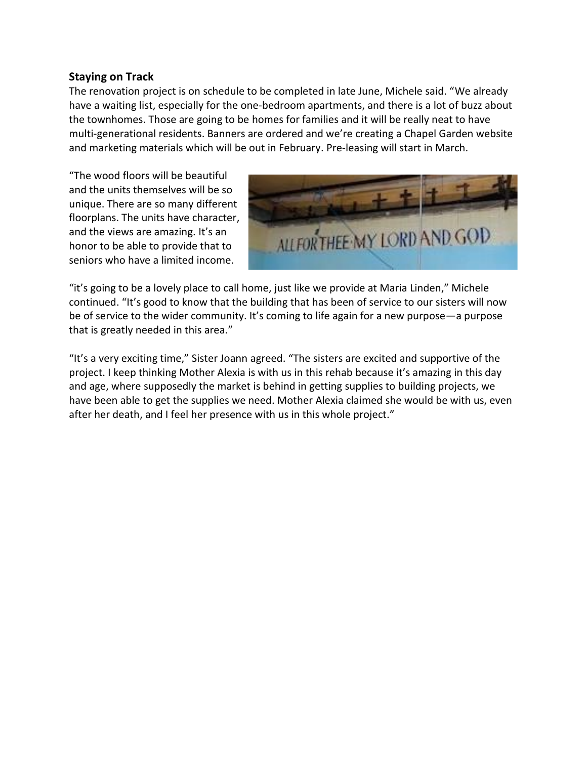### Staying on Track

The renovation project is on schedule to be completed in late June, Michele said. "We already have a waiting list, especially for the one-bedroom apartments, and there is a lot of buzz about the townhomes. Those are going to be homes for families and it will be really neat to have multi-generational residents. Banners are ordered and we're creating a Chapel Garden website and marketing materials which will be out in February. Pre-leasing will start in March.

"The wood floors will be beautiful and the units themselves will be so unique. There are so many different floorplans. The units have character, and the views are amazing. It's an honor to be able to provide that to seniors who have a limited income.

"it's going to be a lovely place to call home, just like we provide at Maria Linden," Michele continued. "It's good to know that the building that has been of service to our sisters will now be of service to the wider community. It's coming to life again for a new purpose—a purpose that is greatly needed in this area."

"It's a very exciting time," Sister Joann agreed. "The sisters are excited and supportive of the project. I keep thinking Mother Alexia is with us in this rehab because it's amazing in this day and age, where supposedly the market is behind in getting supplies to building projects, we have been able to get the supplies we need. Mother Alexia claimed she would be with us, even after her death, and I feel her presence with us in this whole project."